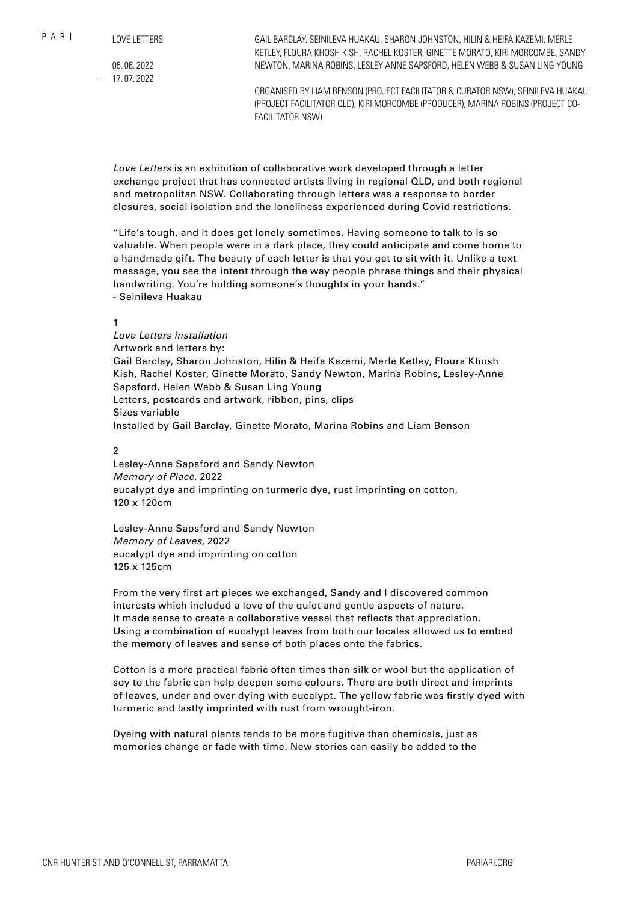PARI

LOVE LETTERS

05.06.2022
– 17.07.2022

GAIL BARCLAY, SEINILEVA HUAKAU, SHARON JOHNSTON, HILIN & HEIFA KAZEMI, MERLE KETLEY, FLOURA KHOSH KISH, RACHEL KOSTER, GINETTE MORATO, KIRI MORCOMBE, SANDY NEWTON, MARINA ROBINS, LESLEY-ANNE SAPSFORD, HELEN WEBB & SUSAN LING YOUNG

ORGANISED BY LIAM BENSON (PROJECT FACILITATOR & CURATOR NSW), SEINILEVA HUAKAU (PROJECT FACILITATOR QLD), KIRI MORCOMBE (PRODUCER), MARINA ROBINS (PROJECT CO-FACILITATOR NSW)

*Love Letters* is an exhibition of collaborative work developed through a letter exchange project that has connected artists living in regional QLD, and both regional and metropolitan NSW. Collaborating through letters was a response to border closures, social isolation and the loneliness experienced during Covid restrictions.

"Life's tough, and it does get lonely sometimes. Having someone to talk to is so valuable. When people were in a dark place, they could anticipate and come home to a handmade gift. The beauty of each letter is that you get to sit with it. Unlike a text message, you see the intent through the way people phrase things and their physical handwriting. You're holding someone's thoughts in your hands."
- Seinileva Huakau

1
*Love Letters installation*
Artwork and letters by:
Gail Barclay, Sharon Johnston, Hilin & Heifa Kazemi, Merle Ketley, Floura Khosh Kish, Rachel Koster, Ginette Morato, Sandy Newton, Marina Robins, Lesley-Anne Sapsford, Helen Webb & Susan Ling Young
Letters, postcards and artwork, ribbon, pins, clips
Sizes variable
Installed by Gail Barclay, Ginette Morato, Marina Robins and Liam Benson

2
Lesley-Anne Sapsford and Sandy Newton
*Memory of Place*, 2022
eucalypt dye and imprinting on turmeric dye, rust imprinting on cotton,
120 x 120cm

Lesley-Anne Sapsford and Sandy Newton
*Memory of Leaves*, 2022
eucalypt dye and imprinting on cotton
125 x 125cm

From the very first art pieces we exchanged, Sandy and I discovered common interests which included a love of the quiet and gentle aspects of nature. It made sense to create a collaborative vessel that reflects that appreciation. Using a combination of eucalypt leaves from both our locales allowed us to embed the memory of leaves and sense of both places onto the fabrics.

Cotton is a more practical fabric often times than silk or wool but the application of soy to the fabric can help deepen some colours. There are both direct and imprints of leaves, under and over dying with eucalypt. The yellow fabric was firstly dyed with turmeric and lastly imprinted with rust from wrought-iron.

Dyeing with natural plants tends to be more fugitive than chemicals, just as memories change or fade with time. New stories can easily be added to the

CNR HUNTER ST AND O'CONNELL ST, PARRAMATTA

PARIARI.ORG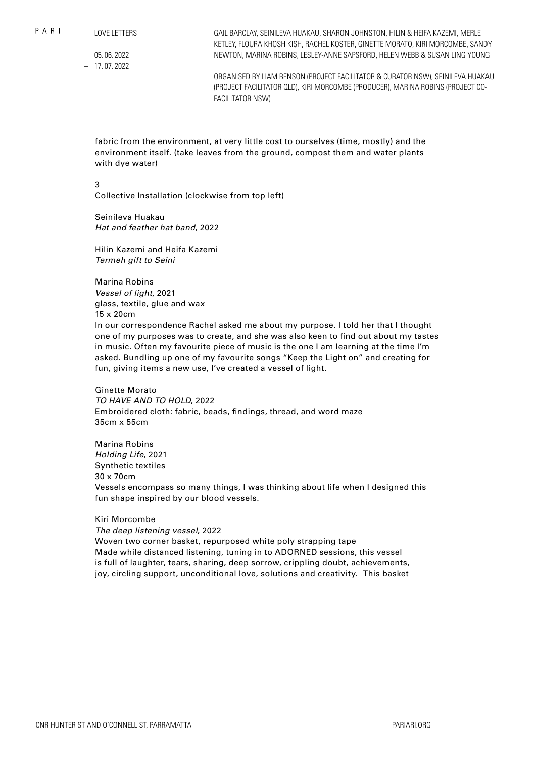fabric from the environment, at very little cost to ourselves (time, mostly) and the environment itself. (take leaves from the ground, compost them and water plants with dye water)

3
Collective Installation (clockwise from top left)

Seinileva Huakau
*Hat and feather hat band*, 2022

Hilin Kazemi and Heifa Kazemi
*Termeh gift to Seini*

Marina Robins
*Vessel of light*, 2021
glass, textile, glue and wax
15 x 20cm
In our correspondence Rachel asked me about my purpose. I told her that I thought one of my purposes was to create, and she was also keen to find out about my tastes in music. Often my favourite piece of music is the one I am learning at the time I'm asked. Bundling up one of my favourite songs "Keep the Light on" and creating for fun, giving items a new use, I've created a vessel of light.

Ginette Morato
*TO HAVE AND TO HOLD*, 2022
Embroidered cloth: fabric, beads, findings, thread, and word maze
35cm x 55cm

Marina Robins
*Holding Life*, 2021
Synthetic textiles
30 x 70cm
Vessels encompass so many things, I was thinking about life when I designed this fun shape inspired by our blood vessels.

Kiri Morcombe
*The deep listening vessel*, 2022
Woven two corner basket, repurposed white poly strapping tape
Made while distanced listening, tuning in to ADORNED sessions, this vessel is full of laughter, tears, sharing, deep sorrow, crippling doubt, achievements, joy, circling support, unconditional love, solutions and creativity. This basket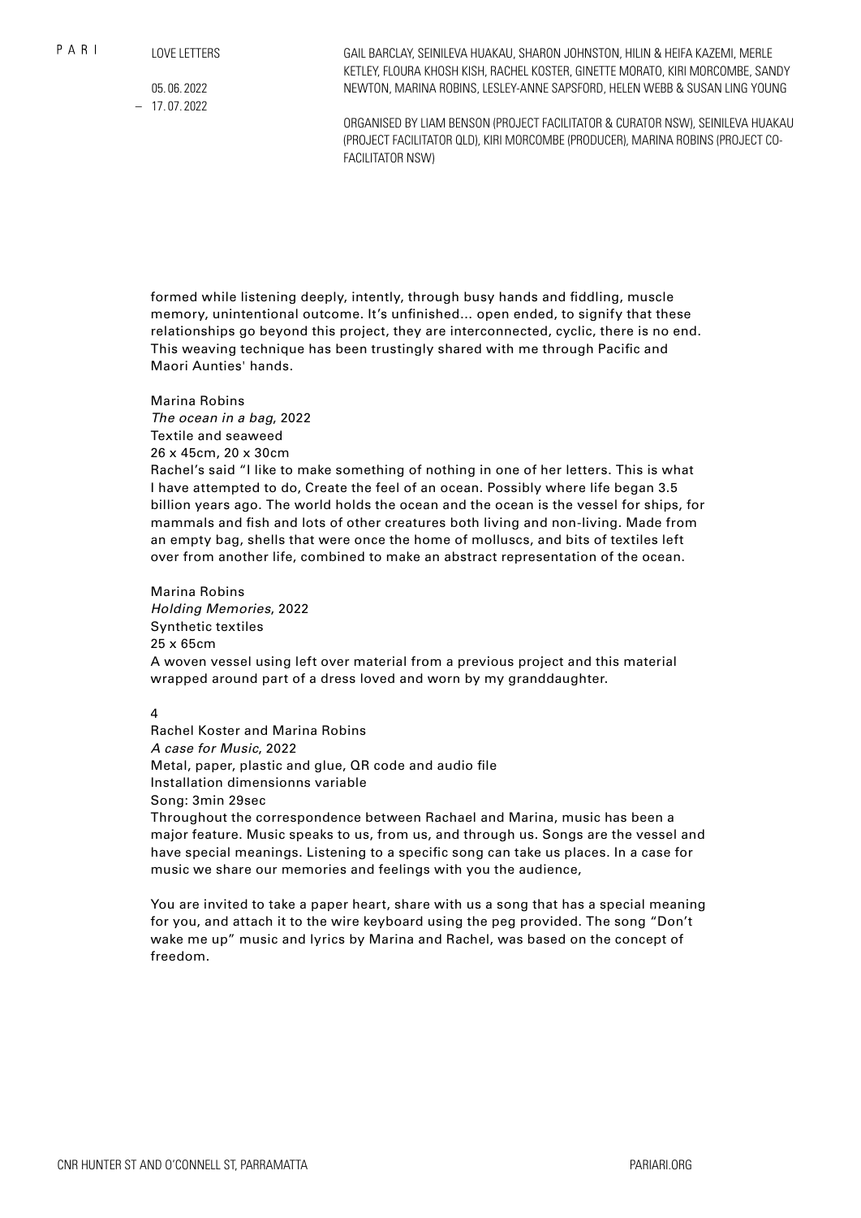formed while listening deeply, intently, through busy hands and fiddling, muscle memory, unintentional outcome. It's unfinished... open ended, to signify that these relationships go beyond this project, they are interconnected, cyclic, there is no end. This weaving technique has been trustingly shared with me through Pacific and Maori Aunties' hands.

Marina Robins
*The ocean in a bag*, 2022
Textile and seaweed
26 x 45cm, 20 x 30cm
Rachel's said "I like to make something of nothing in one of her letters. This is what I have attempted to do, Create the feel of an ocean. Possibly where life began 3.5 billion years ago. The world holds the ocean and the ocean is the vessel for ships, for mammals and fish and lots of other creatures both living and non-living. Made from an empty bag, shells that were once the home of molluscs, and bits of textiles left over from another life, combined to make an abstract representation of the ocean.

Marina Robins
*Holding Memories*, 2022
Synthetic textiles
25 x 65cm
A woven vessel using left over material from a previous project and this material wrapped around part of a dress loved and worn by my granddaughter.

4
Rachel Koster and Marina Robins
*A case for Music*, 2022
Metal, paper, plastic and glue, QR code and audio file
Installation dimensionns variable
Song: 3min 29sec
Throughout the correspondence between Rachael and Marina, music has been a major feature. Music speaks to us, from us, and through us. Songs are the vessel and have special meanings. Listening to a specific song can take us places. In a case for music we share our memories and feelings with you the audience,

You are invited to take a paper heart, share with us a song that has a special meaning for you, and attach it to the wire keyboard using the peg provided. The song "Don't wake me up" music and lyrics by Marina and Rachel, was based on the concept of freedom.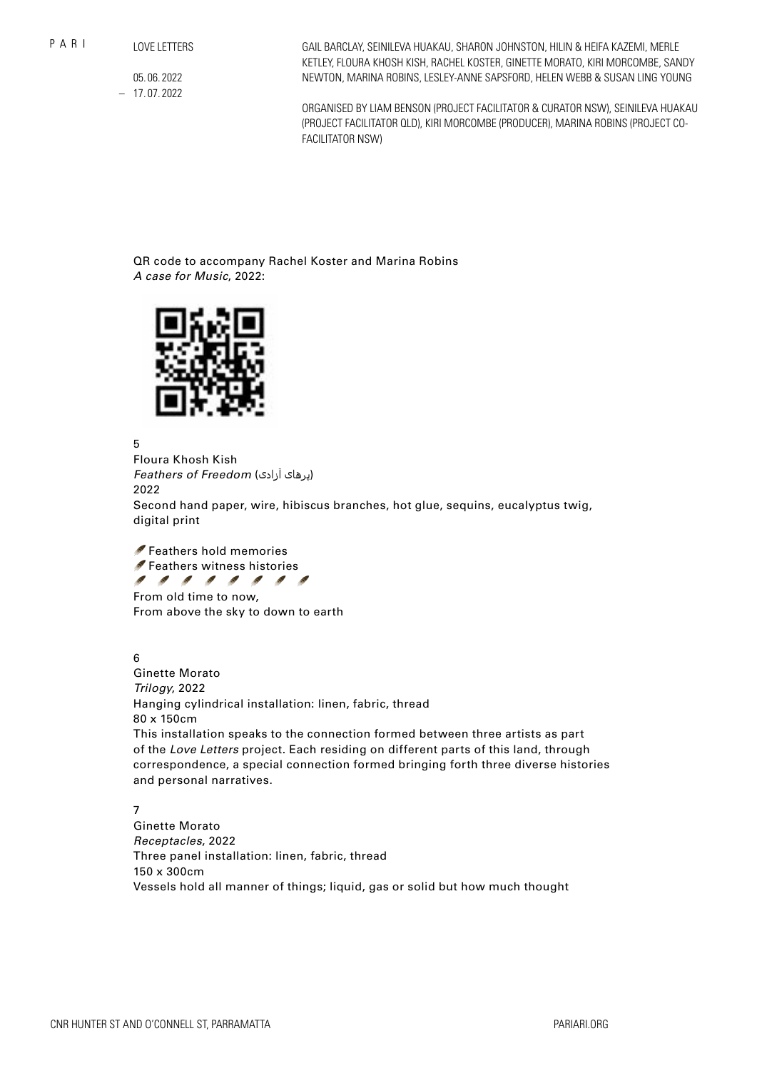LOVE LETTERS

05.06.2022
– 17.07.2022

GAIL BARCLAY, SEINILEVA HUAKAU, SHARON JOHNSTON, HILIN & HEIFA KAZEMI, MERLE KETLEY, FLOURA KHOSH KISH, RACHEL KOSTER, GINETTE MORATO, KIRI MORCOMBE, SANDY NEWTON, MARINA ROBINS, LESLEY-ANNE SAPSFORD, HELEN WEBB & SUSAN LING YOUNG

ORGANISED BY LIAM BENSON (PROJECT FACILITATOR & CURATOR NSW), SEINILEVA HUAKAU (PROJECT FACILITATOR QLD), KIRI MORCOMBE (PRODUCER), MARINA ROBINS (PROJECT CO-FACILITATOR NSW)

QR code to accompany Rachel Koster and Marina Robins
*A case for Music*, 2022:

5
Floura Khosh Kish
*Feathers of Freedom* (پرهای آزادی)
2022
Second hand paper, wire, hibiscus branches, hot glue, sequins, eucalyptus twig, digital print

🪶Feathers hold memories
🪶Feathers witness histories
🪶 🪶 🪶 🪶 🪶 🪶 🪶 🪶
From old time to now,
From above the sky to down to earth

6
Ginette Morato
*Trilogy*, 2022
Hanging cylindrical installation: linen, fabric, thread
80 x 150cm
This installation speaks to the connection formed between three artists as part of the *Love Letters* project. Each residing on different parts of this land, through correspondence, a special connection formed bringing forth three diverse histories and personal narratives.

7
Ginette Morato
*Receptacles*, 2022
Three panel installation: linen, fabric, thread
150 x 300cm
Vessels hold all manner of things; liquid, gas or solid but how much thought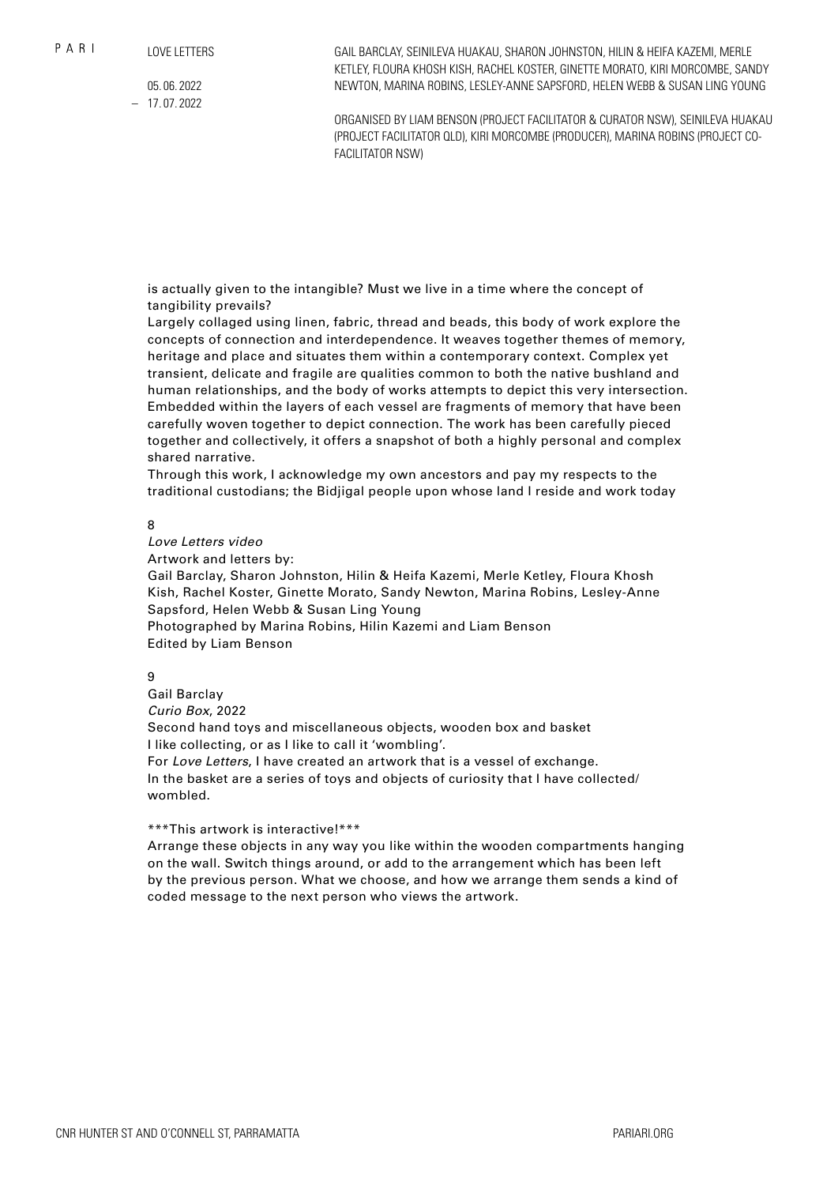is actually given to the intangible? Must we live in a time where the concept of tangibility prevails?

Largely collaged using linen, fabric, thread and beads, this body of work explore the concepts of connection and interdependence. It weaves together themes of memory, heritage and place and situates them within a contemporary context. Complex yet transient, delicate and fragile are qualities common to both the native bushland and human relationships, and the body of works attempts to depict this very intersection. Embedded within the layers of each vessel are fragments of memory that have been carefully woven together to depict connection. The work has been carefully pieced together and collectively, it offers a snapshot of both a highly personal and complex shared narrative.

Through this work, I acknowledge my own ancestors and pay my respects to the traditional custodians; the Bidjigal people upon whose land I reside and work today

8

*Love Letters video*

Artwork and letters by:

Gail Barclay, Sharon Johnston, Hilin & Heifa Kazemi, Merle Ketley, Floura Khosh Kish, Rachel Koster, Ginette Morato, Sandy Newton, Marina Robins, Lesley-Anne Sapsford, Helen Webb & Susan Ling Young

Photographed by Marina Robins, Hilin Kazemi and Liam Benson

Edited by Liam Benson

9

Gail Barclay

*Curio Box*, 2022

Second hand toys and miscellaneous objects, wooden box and basket

I like collecting, or as I like to call it 'wombling'.

For *Love Letters*, I have created an artwork that is a vessel of exchange.

In the basket are a series of toys and objects of curiosity that I have collected/wombled.

***This artwork is interactive!***

Arrange these objects in any way you like within the wooden compartments hanging on the wall. Switch things around, or add to the arrangement which has been left by the previous person. What we choose, and how we arrange them sends a kind of coded message to the next person who views the artwork.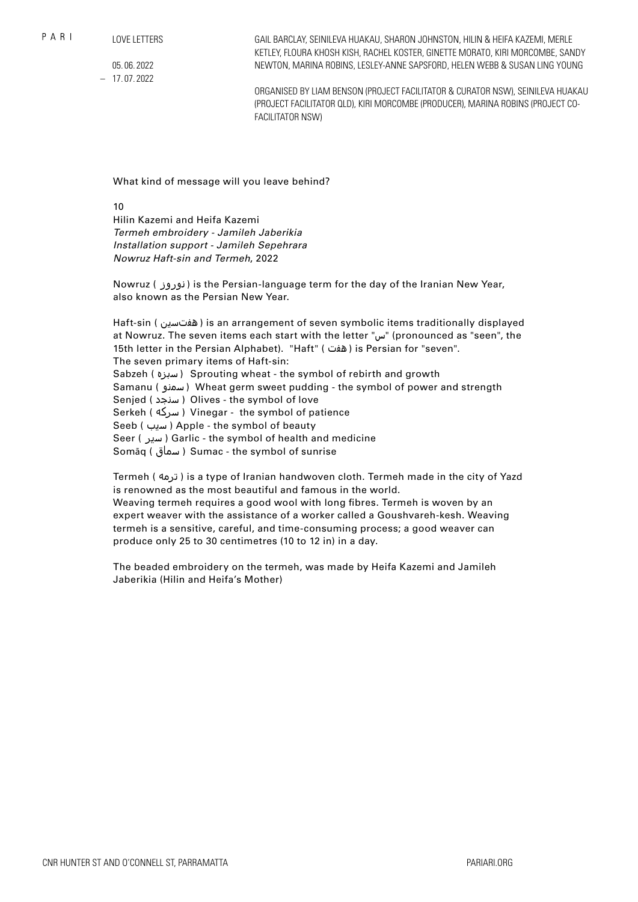PARI

LOVE LETTERS

05. 06. 2022
– 17. 07. 2022

GAIL BARCLAY, SEINILEVA HUAKAU, SHARON JOHNSTON, HILIN & HEIFA KAZEMI, MERLE KETLEY, FLOURA KHOSH KISH, RACHEL KOSTER, GINETTE MORATO, KIRI MORCOMBE, SANDY NEWTON, MARINA ROBINS, LESLEY-ANNE SAPSFORD, HELEN WEBB & SUSAN LING YOUNG

ORGANISED BY LIAM BENSON (PROJECT FACILITATOR & CURATOR NSW), SEINILEVA HUAKAU (PROJECT FACILITATOR QLD), KIRI MORCOMBE (PRODUCER), MARINA ROBINS (PROJECT CO-FACILITATOR NSW)

What kind of message will you leave behind?

10
Hilin Kazemi and Heifa Kazemi
*Termeh embroidery - Jamileh Jaberikia*
*Installation support - Jamileh Sepehrara*
*Nowruz Haft-sin and Termeh*, 2022

Nowruz ( نوروز ) is the Persian-language term for the day of the Iranian New Year, also known as the Persian New Year.

Haft-sin ( هفت‌سین ) is an arrangement of seven symbolic items traditionally displayed at Nowruz. The seven items each start with the letter "س" (pronounced as "seen", the 15th letter in the Persian Alphabet). "Haft" ( هفت ) is Persian for "seven".
The seven primary items of Haft-sin:
Sabzeh ( سبزه ) Sprouting wheat - the symbol of rebirth and growth
Samanu ( سمنو ) Wheat germ sweet pudding - the symbol of power and strength
Senjed ( سنجد ) Olives - the symbol of love
Serkeh ( سرکه ) Vinegar - the symbol of patience
Seeb ( سیب ) Apple - the symbol of beauty
Seer ( سیر ) Garlic - the symbol of health and medicine
Somāq ( سماق ) Sumac - the symbol of sunrise

Termeh ( ترمه ) is a type of Iranian handwoven cloth. Termeh made in the city of Yazd is renowned as the most beautiful and famous in the world.
Weaving termeh requires a good wool with long fibres. Termeh is woven by an expert weaver with the assistance of a worker called a Goushvareh-kesh. Weaving termeh is a sensitive, careful, and time-consuming process; a good weaver can produce only 25 to 30 centimetres (10 to 12 in) in a day.

The beaded embroidery on the termeh, was made by Heifa Kazemi and Jamileh Jaberikia (Hilin and Heifa's Mother)

CNR HUNTER ST AND O'CONNELL ST, PARRAMATTA

PARIARI.ORG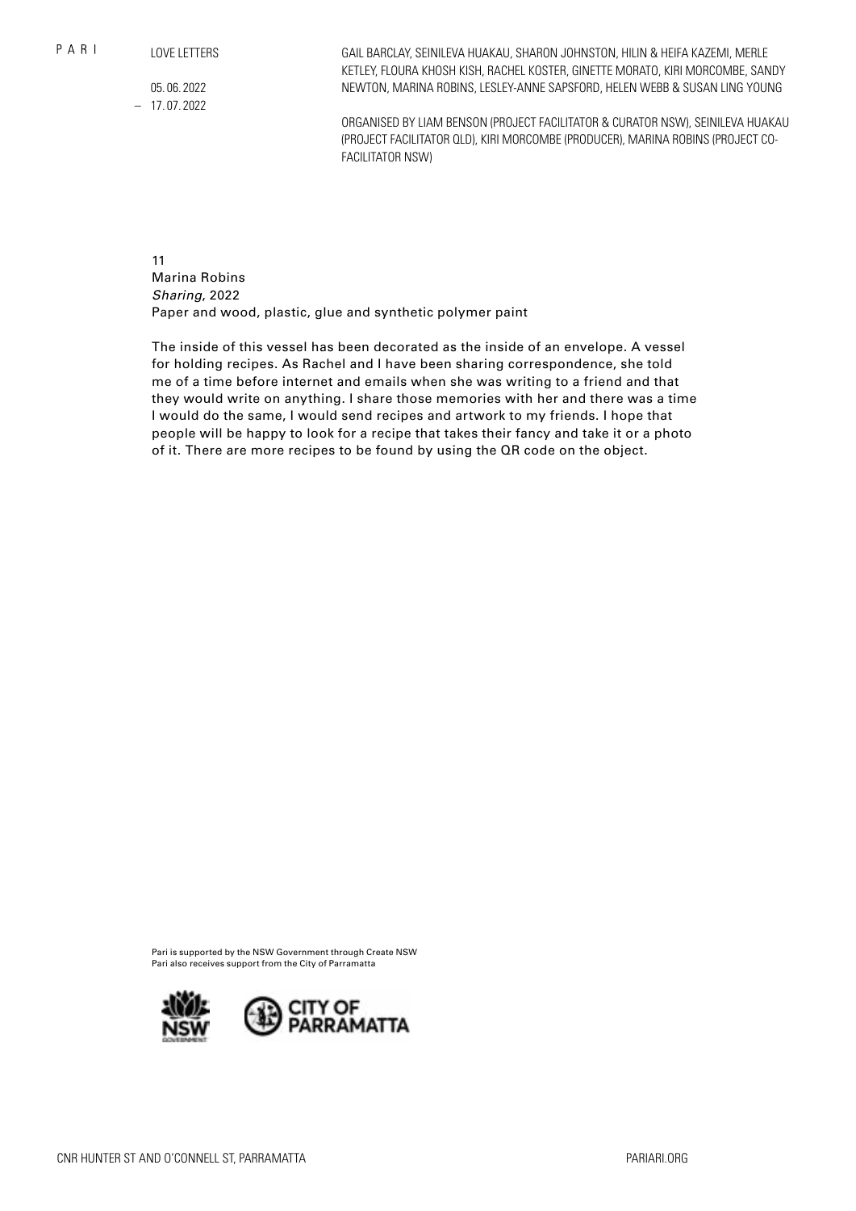PARI

LOVE LETTERS

05. 06. 2022
– 17. 07. 2022

GAIL BARCLAY, SEINILEVA HUAKAU, SHARON JOHNSTON, HILIN & HEIFA KAZEMI, MERLE KETLEY, FLOURA KHOSH KISH, RACHEL KOSTER, GINETTE MORATO, KIRI MORCOMBE, SANDY NEWTON, MARINA ROBINS, LESLEY-ANNE SAPSFORD, HELEN WEBB & SUSAN LING YOUNG

ORGANISED BY LIAM BENSON (PROJECT FACILITATOR & CURATOR NSW), SEINILEVA HUAKAU (PROJECT FACILITATOR QLD), KIRI MORCOMBE (PRODUCER), MARINA ROBINS (PROJECT CO-FACILITATOR NSW)

11
Marina Robins
*Sharing*, 2022
Paper and wood, plastic, glue and synthetic polymer paint

The inside of this vessel has been decorated as the inside of an envelope. A vessel for holding recipes. As Rachel and I have been sharing correspondence, she told me of a time before internet and emails when she was writing to a friend and that they would write on anything. I share those memories with her and there was a time I would do the same, I would send recipes and artwork to my friends. I hope that people will be happy to look for a recipe that takes their fancy and take it or a photo of it. There are more recipes to be found by using the QR code on the object.

Pari is supported by the NSW Government through Create NSW
Pari also receives support from the City of Parramatta

CNR HUNTER ST AND O'CONNELL ST, PARRAMATTA

PARIARI.ORG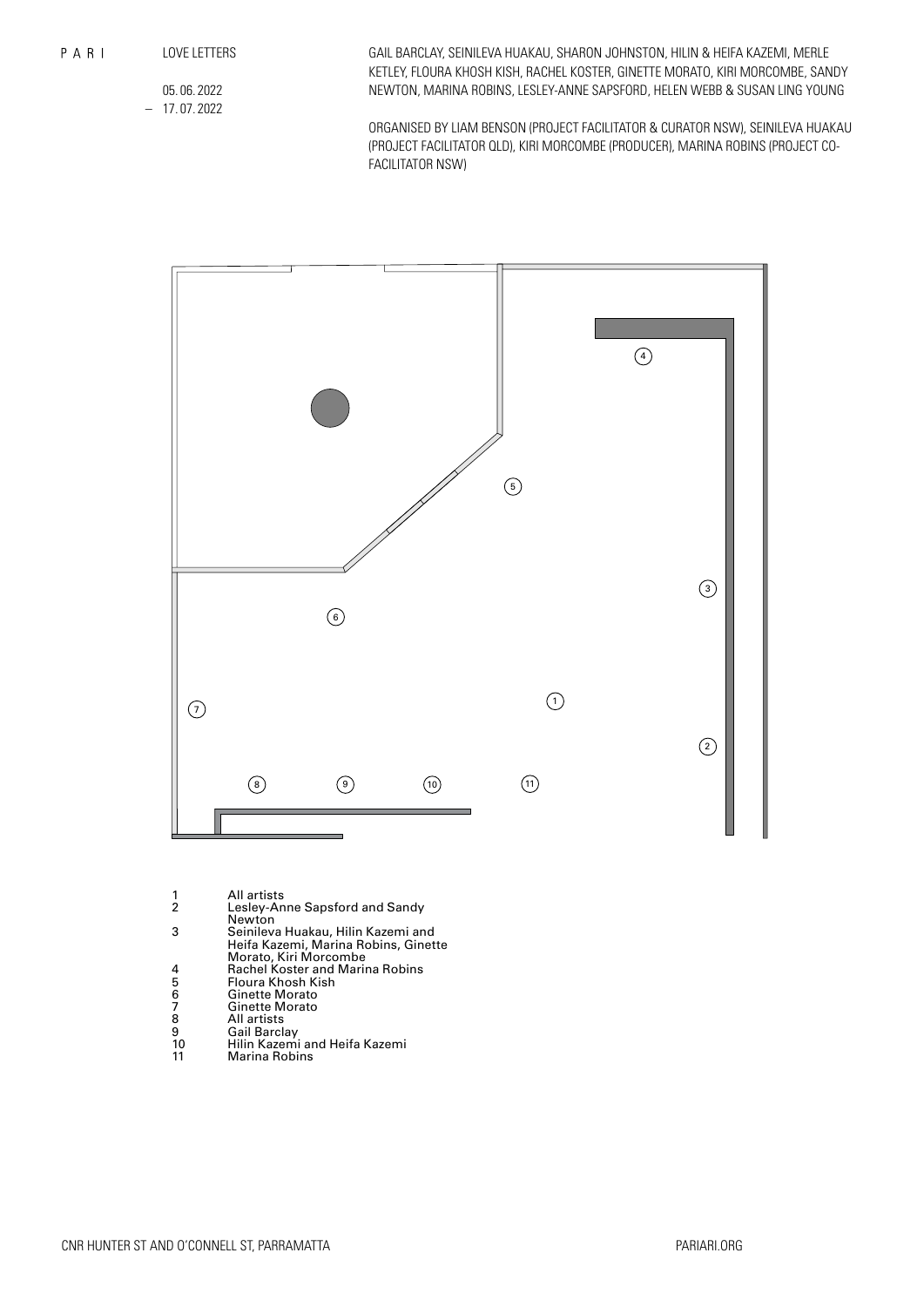PARI

LOVE LETTERS

05. 06. 2022
– 17. 07. 2022

GAIL BARCLAY, SEINILEVA HUAKAU, SHARON JOHNSTON, HILIN & HEIFA KAZEMI, MERLE KETLEY, FLOURA KHOSH KISH, RACHEL KOSTER, GINETTE MORATO, KIRI MORCOMBE, SANDY NEWTON, MARINA ROBINS, LESLEY-ANNE SAPSFORD, HELEN WEBB & SUSAN LING YOUNG

ORGANISED BY LIAM BENSON (PROJECT FACILITATOR & CURATOR NSW), SEINILEVA HUAKAU (PROJECT FACILITATOR QLD), KIRI MORCOMBE (PRODUCER), MARINA ROBINS (PROJECT CO-FACILITATOR NSW)

4

5

3

6

1

7

2

8 9 10 11

1 All artists
2 Lesley-Anne Sapsford and Sandy Newton
3 Seinileva Huakau, Hilin Kazemi and Heifa Kazemi, Marina Robins, Ginette Morato, Kiri Morcombe
4 Rachel Koster and Marina Robins
5 Floura Khosh Kish
6 Ginette Morato
7 Ginette Morato
8 All artists
9 Gail Barclay
10 Hilin Kazemi and Heifa Kazemi
11 Marina Robins

CNR HUNTER ST AND O'CONNELL ST, PARRAMATTA

PARIARI.ORG